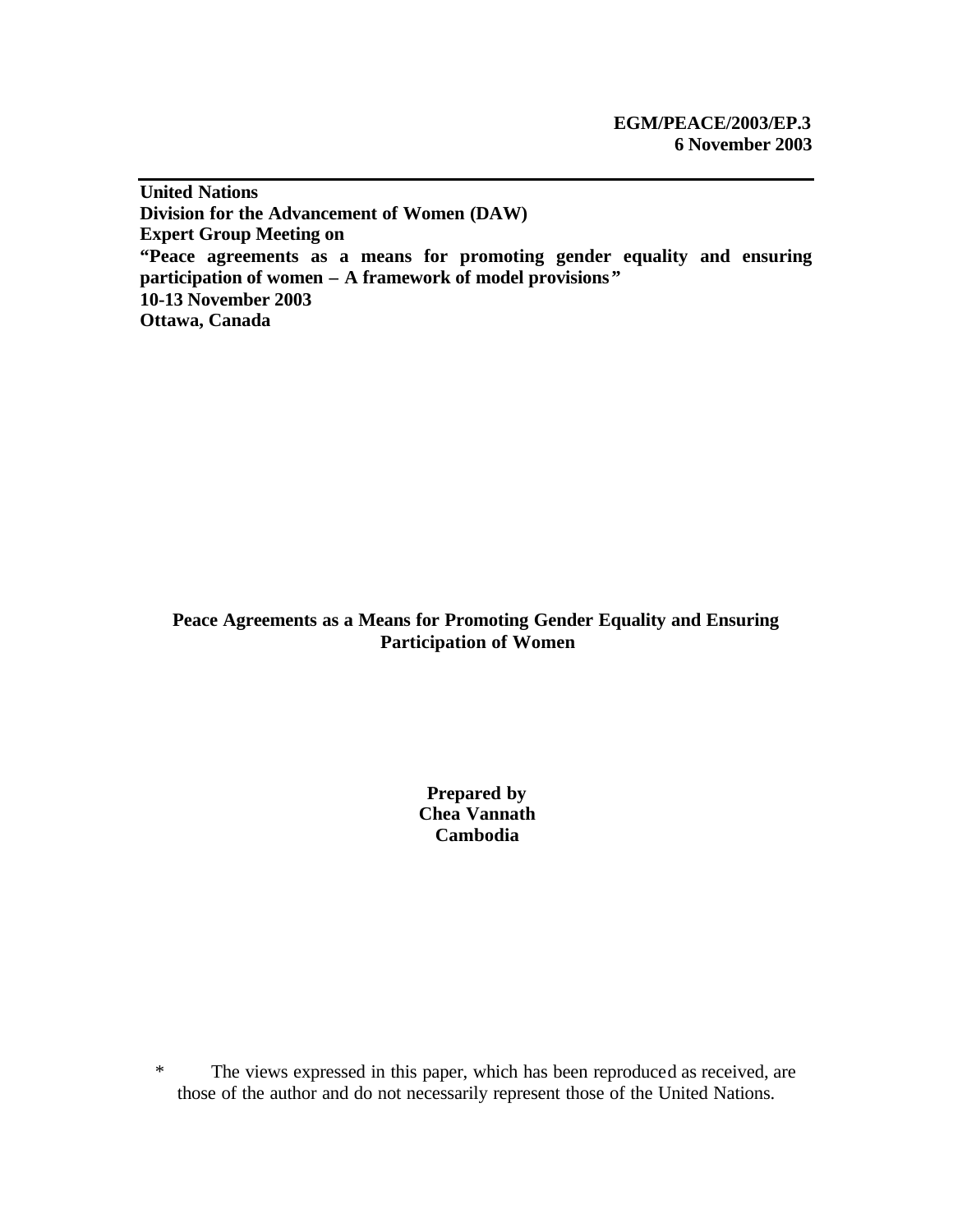**EGM/PEACE/2003/EP.3**
**6 November 2003**

---

**United Nations**
**Division for the Advancement of Women (DAW)**
**Expert Group Meeting on**
**"Peace agreements as a means for promoting gender equality and ensuring participation of women – A framework of model provisions"**
**10-13 November 2003**
**Ottawa, Canada**

# Peace Agreements as a Means for Promoting Gender Equality and Ensuring Participation of Women

**Prepared by**
**Chea Vannath**
**Cambodia**

\* The views expressed in this paper, which has been reproduced as received, are those of the author and do not necessarily represent those of the United Nations.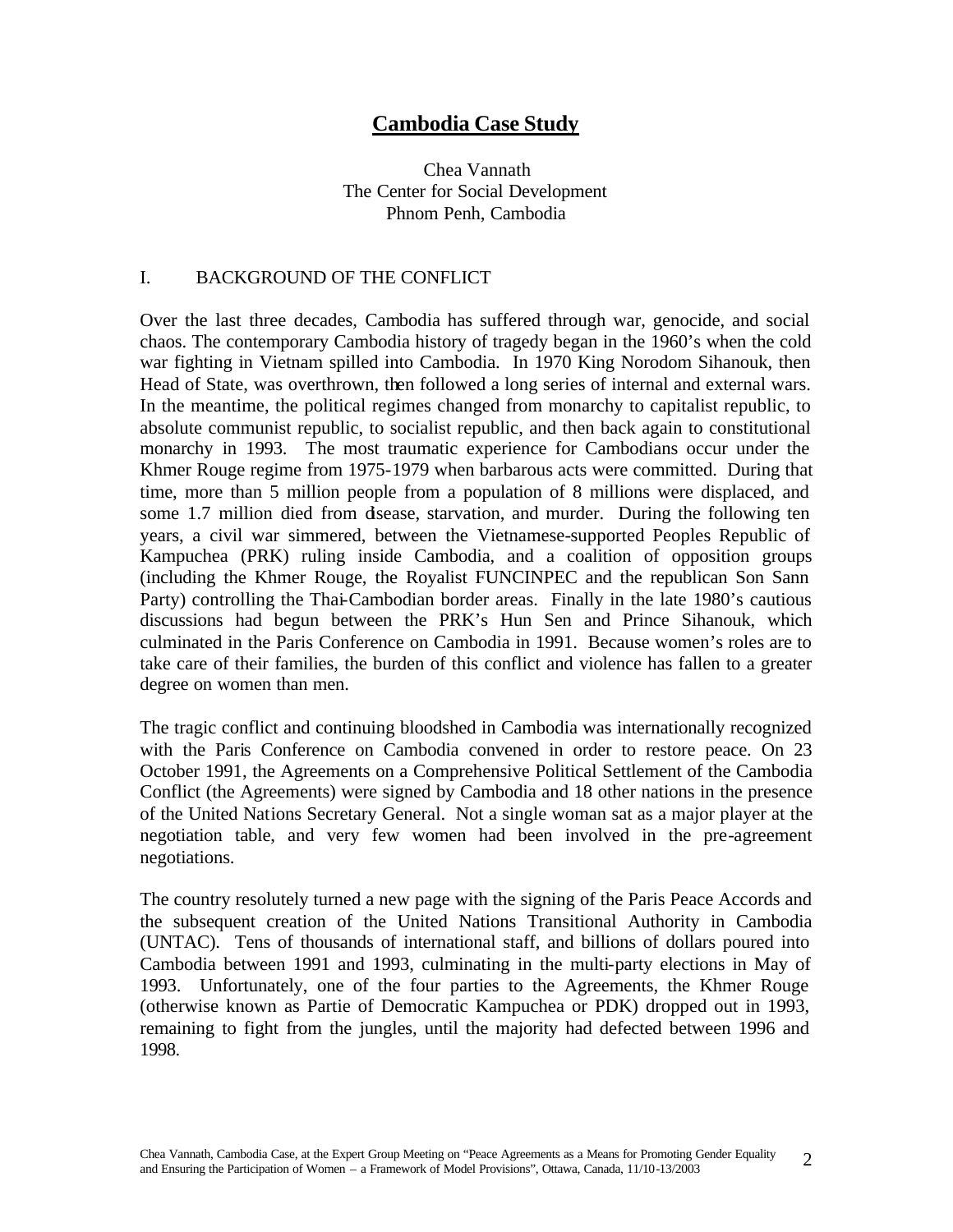# Cambodia Case Study

Chea Vannath
The Center for Social Development
Phnom Penh, Cambodia

## I. BACKGROUND OF THE CONFLICT

Over the last three decades, Cambodia has suffered through war, genocide, and social chaos. The contemporary Cambodia history of tragedy began in the 1960's when the cold war fighting in Vietnam spilled into Cambodia. In 1970 King Norodom Sihanouk, then Head of State, was overthrown, then followed a long series of internal and external wars. In the meantime, the political regimes changed from monarchy to capitalist republic, to absolute communist republic, to socialist republic, and then back again to constitutional monarchy in 1993. The most traumatic experience for Cambodians occur under the Khmer Rouge regime from 1975-1979 when barbarous acts were committed. During that time, more than 5 million people from a population of 8 millions were displaced, and some 1.7 million died from disease, starvation, and murder. During the following ten years, a civil war simmered, between the Vietnamese-supported Peoples Republic of Kampuchea (PRK) ruling inside Cambodia, and a coalition of opposition groups (including the Khmer Rouge, the Royalist FUNCINPEC and the republican Son Sann Party) controlling the Thai-Cambodian border areas. Finally in the late 1980's cautious discussions had begun between the PRK's Hun Sen and Prince Sihanouk, which culminated in the Paris Conference on Cambodia in 1991. Because women's roles are to take care of their families, the burden of this conflict and violence has fallen to a greater degree on women than men.

The tragic conflict and continuing bloodshed in Cambodia was internationally recognized with the Paris Conference on Cambodia convened in order to restore peace. On 23 October 1991, the Agreements on a Comprehensive Political Settlement of the Cambodia Conflict (the Agreements) were signed by Cambodia and 18 other nations in the presence of the United Nations Secretary General. Not a single woman sat as a major player at the negotiation table, and very few women had been involved in the pre-agreement negotiations.

The country resolutely turned a new page with the signing of the Paris Peace Accords and the subsequent creation of the United Nations Transitional Authority in Cambodia (UNTAC). Tens of thousands of international staff, and billions of dollars poured into Cambodia between 1991 and 1993, culminating in the multi-party elections in May of 1993. Unfortunately, one of the four parties to the Agreements, the Khmer Rouge (otherwise known as Partie of Democratic Kampuchea or PDK) dropped out in 1993, remaining to fight from the jungles, until the majority had defected between 1996 and 1998.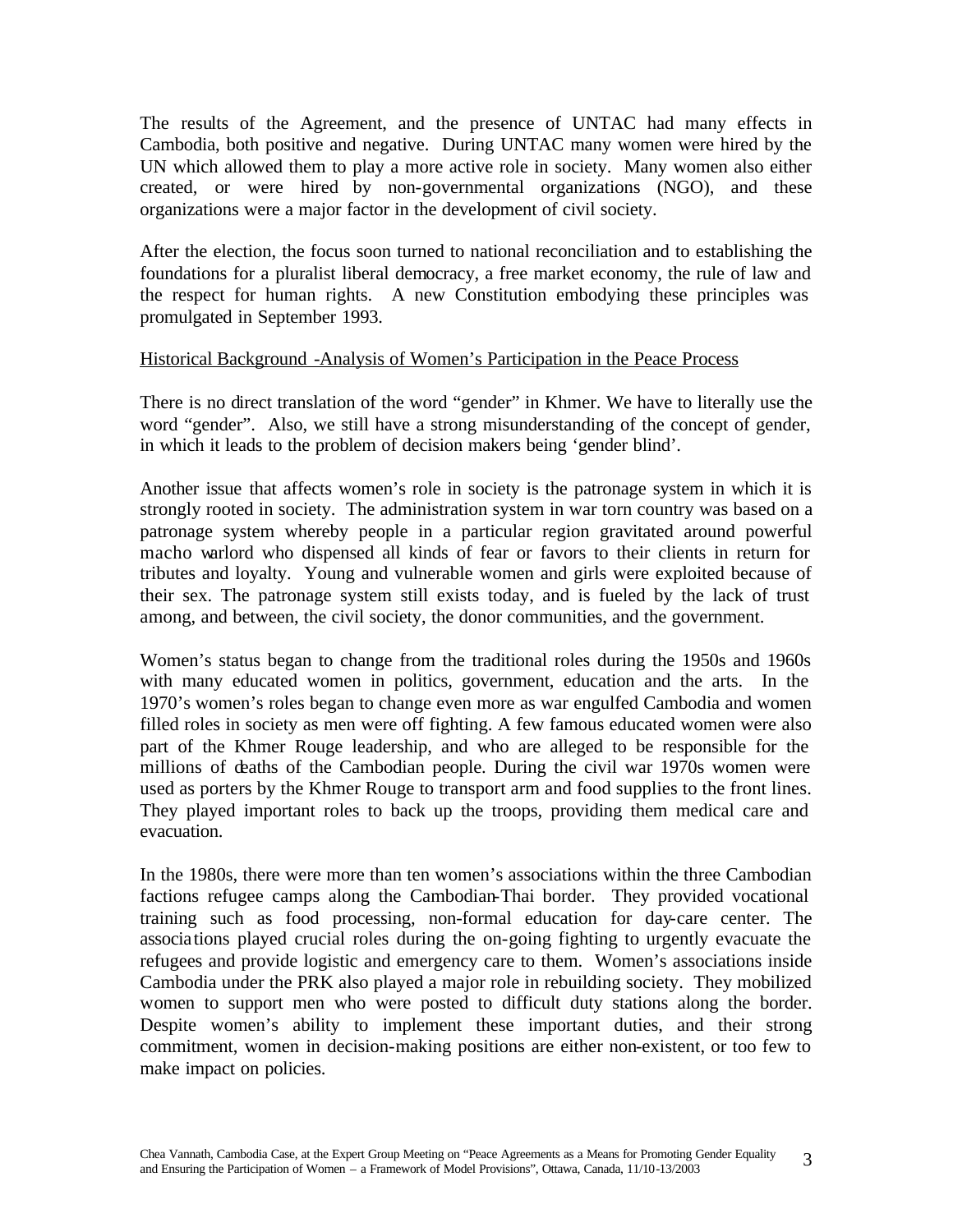The results of the Agreement, and the presence of UNTAC had many effects in Cambodia, both positive and negative. During UNTAC many women were hired by the UN which allowed them to play a more active role in society. Many women also either created, or were hired by non-governmental organizations (NGO), and these organizations were a major factor in the development of civil society.

After the election, the focus soon turned to national reconciliation and to establishing the foundations for a pluralist liberal democracy, a free market economy, the rule of law and the respect for human rights. A new Constitution embodying these principles was promulgated in September 1993.

<u>Historical Background -Analysis of Women's Participation in the Peace Process</u>

There is no direct translation of the word "gender" in Khmer. We have to literally use the word "gender". Also, we still have a strong misunderstanding of the concept of gender, in which it leads to the problem of decision makers being 'gender blind'.

Another issue that affects women's role in society is the patronage system in which it is strongly rooted in society. The administration system in war torn country was based on a patronage system whereby people in a particular region gravitated around powerful macho warlord who dispensed all kinds of fear or favors to their clients in return for tributes and loyalty. Young and vulnerable women and girls were exploited because of their sex. The patronage system still exists today, and is fueled by the lack of trust among, and between, the civil society, the donor communities, and the government.

Women's status began to change from the traditional roles during the 1950s and 1960s with many educated women in politics, government, education and the arts. In the 1970's women's roles began to change even more as war engulfed Cambodia and women filled roles in society as men were off fighting. A few famous educated women were also part of the Khmer Rouge leadership, and who are alleged to be responsible for the millions of deaths of the Cambodian people. During the civil war 1970s women were used as porters by the Khmer Rouge to transport arm and food supplies to the front lines. They played important roles to back up the troops, providing them medical care and evacuation.

In the 1980s, there were more than ten women's associations within the three Cambodian factions refugee camps along the Cambodian-Thai border. They provided vocational training such as food processing, non-formal education for day-care center. The associations played crucial roles during the on-going fighting to urgently evacuate the refugees and provide logistic and emergency care to them. Women's associations inside Cambodia under the PRK also played a major role in rebuilding society. They mobilized women to support men who were posted to difficult duty stations along the border. Despite women's ability to implement these important duties, and their strong commitment, women in decision-making positions are either non-existent, or too few to make impact on policies.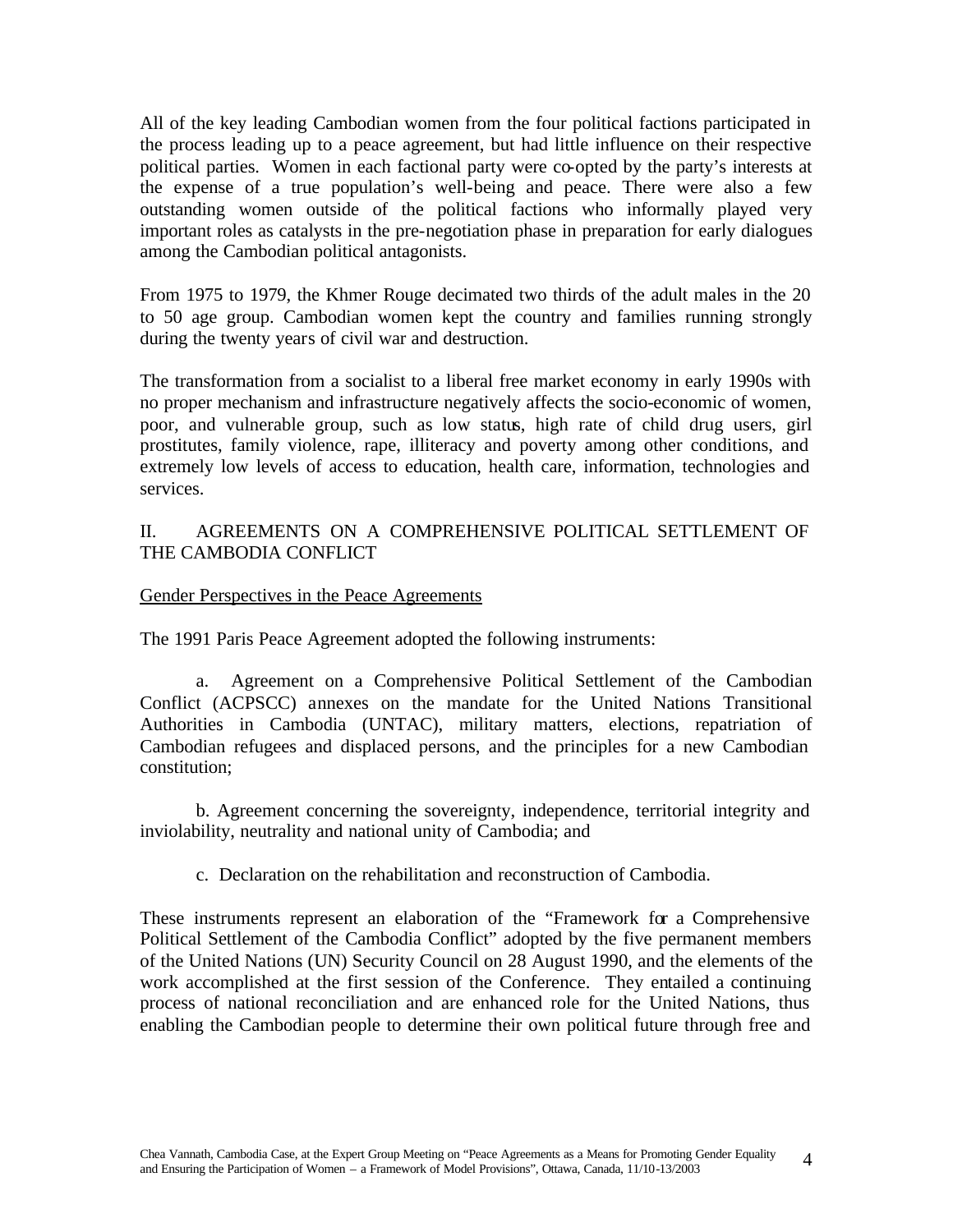All of the key leading Cambodian women from the four political factions participated in the process leading up to a peace agreement, but had little influence on their respective political parties. Women in each factional party were co-opted by the party's interests at the expense of a true population's well-being and peace. There were also a few outstanding women outside of the political factions who informally played very important roles as catalysts in the pre-negotiation phase in preparation for early dialogues among the Cambodian political antagonists.

From 1975 to 1979, the Khmer Rouge decimated two thirds of the adult males in the 20 to 50 age group. Cambodian women kept the country and families running strongly during the twenty years of civil war and destruction.

The transformation from a socialist to a liberal free market economy in early 1990s with no proper mechanism and infrastructure negatively affects the socio-economic of women, poor, and vulnerable group, such as low status, high rate of child drug users, girl prostitutes, family violence, rape, illiteracy and poverty among other conditions, and extremely low levels of access to education, health care, information, technologies and services.

## II. AGREEMENTS ON A COMPREHENSIVE POLITICAL SETTLEMENT OF THE CAMBODIA CONFLICT

Gender Perspectives in the Peace Agreements

The 1991 Paris Peace Agreement adopted the following instruments:

a. Agreement on a Comprehensive Political Settlement of the Cambodian Conflict (ACPSCC) annexes on the mandate for the United Nations Transitional Authorities in Cambodia (UNTAC), military matters, elections, repatriation of Cambodian refugees and displaced persons, and the principles for a new Cambodian constitution;

b. Agreement concerning the sovereignty, independence, territorial integrity and inviolability, neutrality and national unity of Cambodia; and

c. Declaration on the rehabilitation and reconstruction of Cambodia.

These instruments represent an elaboration of the "Framework for a Comprehensive Political Settlement of the Cambodia Conflict" adopted by the five permanent members of the United Nations (UN) Security Council on 28 August 1990, and the elements of the work accomplished at the first session of the Conference. They entailed a continuing process of national reconciliation and are enhanced role for the United Nations, thus enabling the Cambodian people to determine their own political future through free and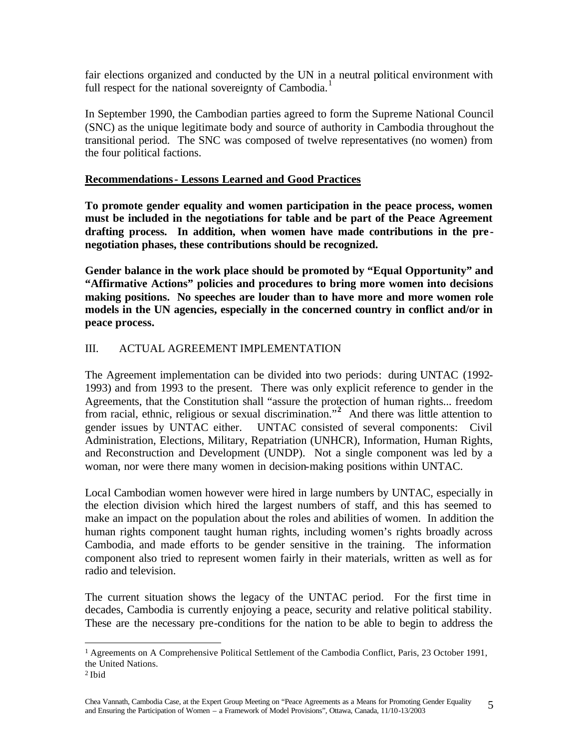fair elections organized and conducted by the UN in a neutral political environment with full respect for the national sovereignty of Cambodia.[1]

In September 1990, the Cambodian parties agreed to form the Supreme National Council (SNC) as the unique legitimate body and source of authority in Cambodia throughout the transitional period. The SNC was composed of twelve representatives (no women) from the four political factions.

**Recommendations- Lessons Learned and Good Practices**

**To promote gender equality and women participation in the peace process, women must be included in the negotiations for table and be part of the Peace Agreement drafting process. In addition, when women have made contributions in the pre-negotiation phases, these contributions should be recognized.**

**Gender balance in the work place should be promoted by "Equal Opportunity" and "Affirmative Actions" policies and procedures to bring more women into decisions making positions. No speeches are louder than to have more and more women role models in the UN agencies, especially in the concerned country in conflict and/or in peace process.**

## III. ACTUAL AGREEMENT IMPLEMENTATION

The Agreement implementation can be divided into two periods: during UNTAC (1992-1993) and from 1993 to the present. There was only explicit reference to gender in the Agreements, that the Constitution shall "assure the protection of human rights... freedom from racial, ethnic, religious or sexual discrimination."[2] And there was little attention to gender issues by UNTAC either. UNTAC consisted of several components: Civil Administration, Elections, Military, Repatriation (UNHCR), Information, Human Rights, and Reconstruction and Development (UNDP). Not a single component was led by a woman, nor were there many women in decision-making positions within UNTAC.

Local Cambodian women however were hired in large numbers by UNTAC, especially in the election division which hired the largest numbers of staff, and this has seemed to make an impact on the population about the roles and abilities of women. In addition the human rights component taught human rights, including women's rights broadly across Cambodia, and made efforts to be gender sensitive in the training. The information component also tried to represent women fairly in their materials, written as well as for radio and television.

The current situation shows the legacy of the UNTAC period. For the first time in decades, Cambodia is currently enjoying a peace, security and relative political stability. These are the necessary pre-conditions for the nation to be able to begin to address the

---

[1] Agreements on A Comprehensive Political Settlement of the Cambodia Conflict, Paris, 23 October 1991, the United Nations.

[2] Ibid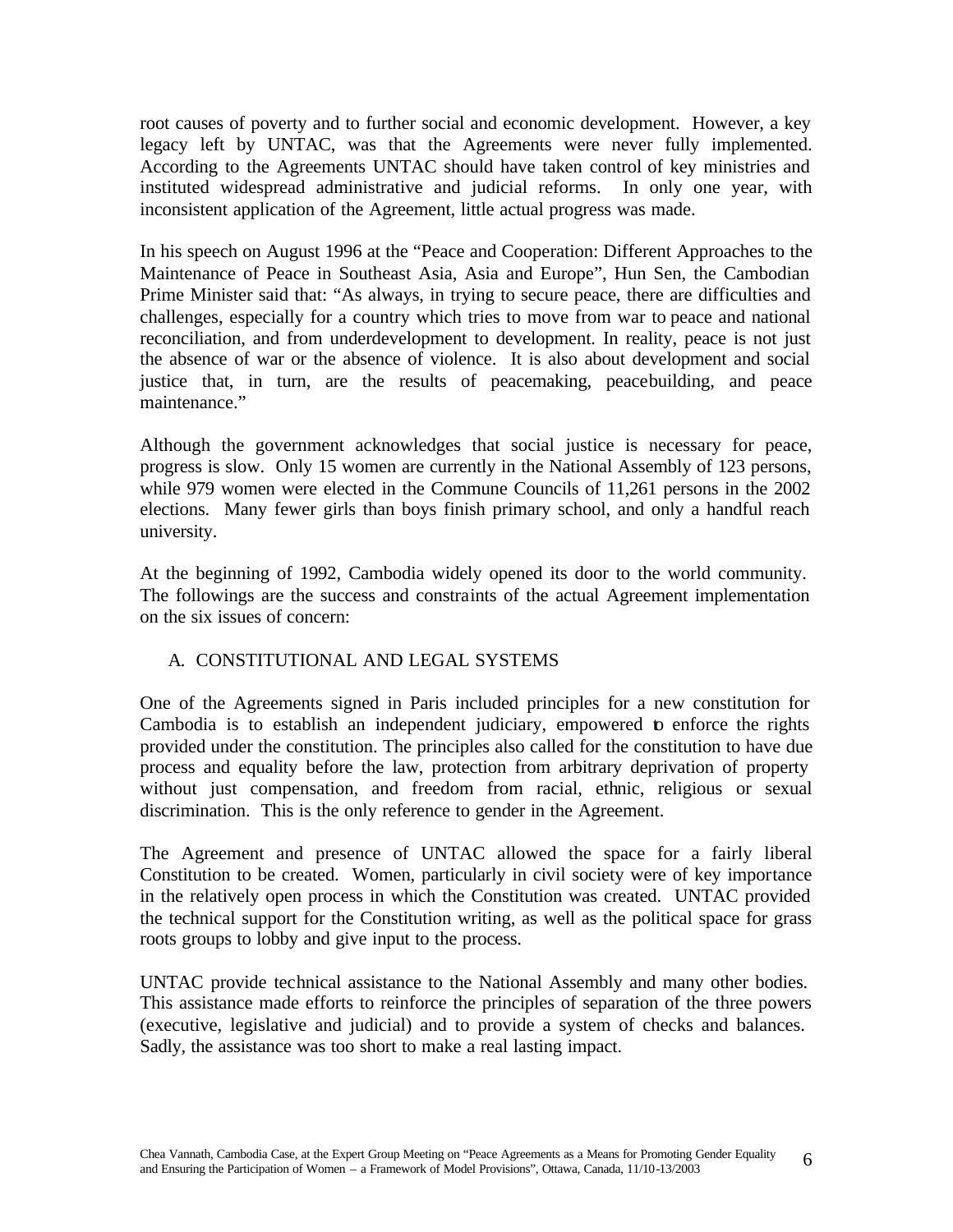root causes of poverty and to further social and economic development. However, a key legacy left by UNTAC, was that the Agreements were never fully implemented. According to the Agreements UNTAC should have taken control of key ministries and instituted widespread administrative and judicial reforms. In only one year, with inconsistent application of the Agreement, little actual progress was made.

In his speech on August 1996 at the "Peace and Cooperation: Different Approaches to the Maintenance of Peace in Southeast Asia, Asia and Europe", Hun Sen, the Cambodian Prime Minister said that: "As always, in trying to secure peace, there are difficulties and challenges, especially for a country which tries to move from war to peace and national reconciliation, and from underdevelopment to development. In reality, peace is not just the absence of war or the absence of violence. It is also about development and social justice that, in turn, are the results of peacemaking, peacebuilding, and peace maintenance."

Although the government acknowledges that social justice is necessary for peace, progress is slow. Only 15 women are currently in the National Assembly of 123 persons, while 979 women were elected in the Commune Councils of 11,261 persons in the 2002 elections. Many fewer girls than boys finish primary school, and only a handful reach university.

At the beginning of 1992, Cambodia widely opened its door to the world community. The followings are the success and constraints of the actual Agreement implementation on the six issues of concern:

## A. CONSTITUTIONAL AND LEGAL SYSTEMS

One of the Agreements signed in Paris included principles for a new constitution for Cambodia is to establish an independent judiciary, empowered to enforce the rights provided under the constitution. The principles also called for the constitution to have due process and equality before the law, protection from arbitrary deprivation of property without just compensation, and freedom from racial, ethnic, religious or sexual discrimination. This is the only reference to gender in the Agreement.

The Agreement and presence of UNTAC allowed the space for a fairly liberal Constitution to be created. Women, particularly in civil society were of key importance in the relatively open process in which the Constitution was created. UNTAC provided the technical support for the Constitution writing, as well as the political space for grass roots groups to lobby and give input to the process.

UNTAC provide technical assistance to the National Assembly and many other bodies. This assistance made efforts to reinforce the principles of separation of the three powers (executive, legislative and judicial) and to provide a system of checks and balances. Sadly, the assistance was too short to make a real lasting impact.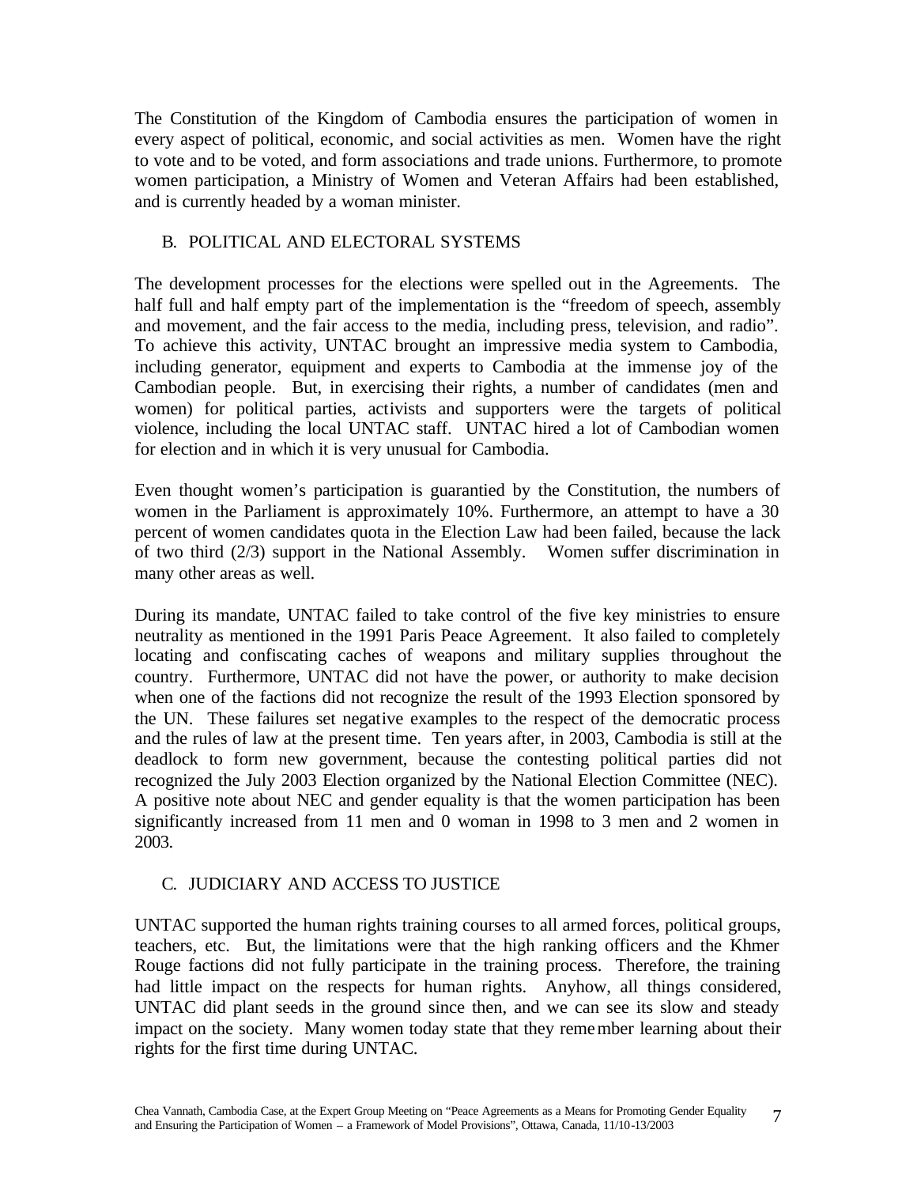The Constitution of the Kingdom of Cambodia ensures the participation of women in every aspect of political, economic, and social activities as men. Women have the right to vote and to be voted, and form associations and trade unions. Furthermore, to promote women participation, a Ministry of Women and Veteran Affairs had been established, and is currently headed by a woman minister.

## B. POLITICAL AND ELECTORAL SYSTEMS

The development processes for the elections were spelled out in the Agreements. The half full and half empty part of the implementation is the "freedom of speech, assembly and movement, and the fair access to the media, including press, television, and radio". To achieve this activity, UNTAC brought an impressive media system to Cambodia, including generator, equipment and experts to Cambodia at the immense joy of the Cambodian people. But, in exercising their rights, a number of candidates (men and women) for political parties, activists and supporters were the targets of political violence, including the local UNTAC staff. UNTAC hired a lot of Cambodian women for election and in which it is very unusual for Cambodia.

Even thought women's participation is guarantied by the Constitution, the numbers of women in the Parliament is approximately 10%. Furthermore, an attempt to have a 30 percent of women candidates quota in the Election Law had been failed, because the lack of two third (2/3) support in the National Assembly. Women suffer discrimination in many other areas as well.

During its mandate, UNTAC failed to take control of the five key ministries to ensure neutrality as mentioned in the 1991 Paris Peace Agreement. It also failed to completely locating and confiscating caches of weapons and military supplies throughout the country. Furthermore, UNTAC did not have the power, or authority to make decision when one of the factions did not recognize the result of the 1993 Election sponsored by the UN. These failures set negative examples to the respect of the democratic process and the rules of law at the present time. Ten years after, in 2003, Cambodia is still at the deadlock to form new government, because the contesting political parties did not recognized the July 2003 Election organized by the National Election Committee (NEC). A positive note about NEC and gender equality is that the women participation has been significantly increased from 11 men and 0 woman in 1998 to 3 men and 2 women in 2003.

## C. JUDICIARY AND ACCESS TO JUSTICE

UNTAC supported the human rights training courses to all armed forces, political groups, teachers, etc. But, the limitations were that the high ranking officers and the Khmer Rouge factions did not fully participate in the training process. Therefore, the training had little impact on the respects for human rights. Anyhow, all things considered, UNTAC did plant seeds in the ground since then, and we can see its slow and steady impact on the society. Many women today state that they remember learning about their rights for the first time during UNTAC.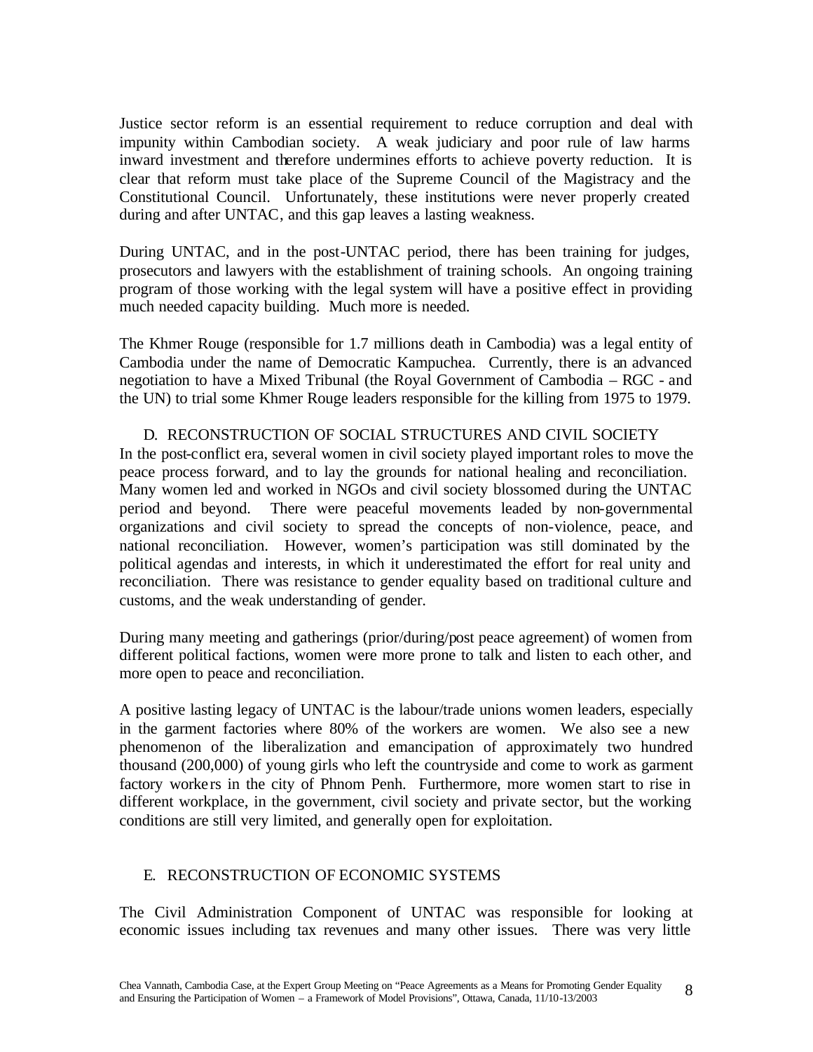Justice sector reform is an essential requirement to reduce corruption and deal with impunity within Cambodian society. A weak judiciary and poor rule of law harms inward investment and therefore undermines efforts to achieve poverty reduction. It is clear that reform must take place of the Supreme Council of the Magistracy and the Constitutional Council. Unfortunately, these institutions were never properly created during and after UNTAC, and this gap leaves a lasting weakness.

During UNTAC, and in the post-UNTAC period, there has been training for judges, prosecutors and lawyers with the establishment of training schools. An ongoing training program of those working with the legal system will have a positive effect in providing much needed capacity building. Much more is needed.

The Khmer Rouge (responsible for 1.7 millions death in Cambodia) was a legal entity of Cambodia under the name of Democratic Kampuchea. Currently, there is an advanced negotiation to have a Mixed Tribunal (the Royal Government of Cambodia – RGC - and the UN) to trial some Khmer Rouge leaders responsible for the killing from 1975 to 1979.

## D. RECONSTRUCTION OF SOCIAL STRUCTURES AND CIVIL SOCIETY

In the post-conflict era, several women in civil society played important roles to move the peace process forward, and to lay the grounds for national healing and reconciliation. Many women led and worked in NGOs and civil society blossomed during the UNTAC period and beyond. There were peaceful movements leaded by non-governmental organizations and civil society to spread the concepts of non-violence, peace, and national reconciliation. However, women's participation was still dominated by the political agendas and interests, in which it underestimated the effort for real unity and reconciliation. There was resistance to gender equality based on traditional culture and customs, and the weak understanding of gender.

During many meeting and gatherings (prior/during/post peace agreement) of women from different political factions, women were more prone to talk and listen to each other, and more open to peace and reconciliation.

A positive lasting legacy of UNTAC is the labour/trade unions women leaders, especially in the garment factories where 80% of the workers are women. We also see a new phenomenon of the liberalization and emancipation of approximately two hundred thousand (200,000) of young girls who left the countryside and come to work as garment factory workers in the city of Phnom Penh. Furthermore, more women start to rise in different workplace, in the government, civil society and private sector, but the working conditions are still very limited, and generally open for exploitation.

## E. RECONSTRUCTION OF ECONOMIC SYSTEMS

The Civil Administration Component of UNTAC was responsible for looking at economic issues including tax revenues and many other issues. There was very little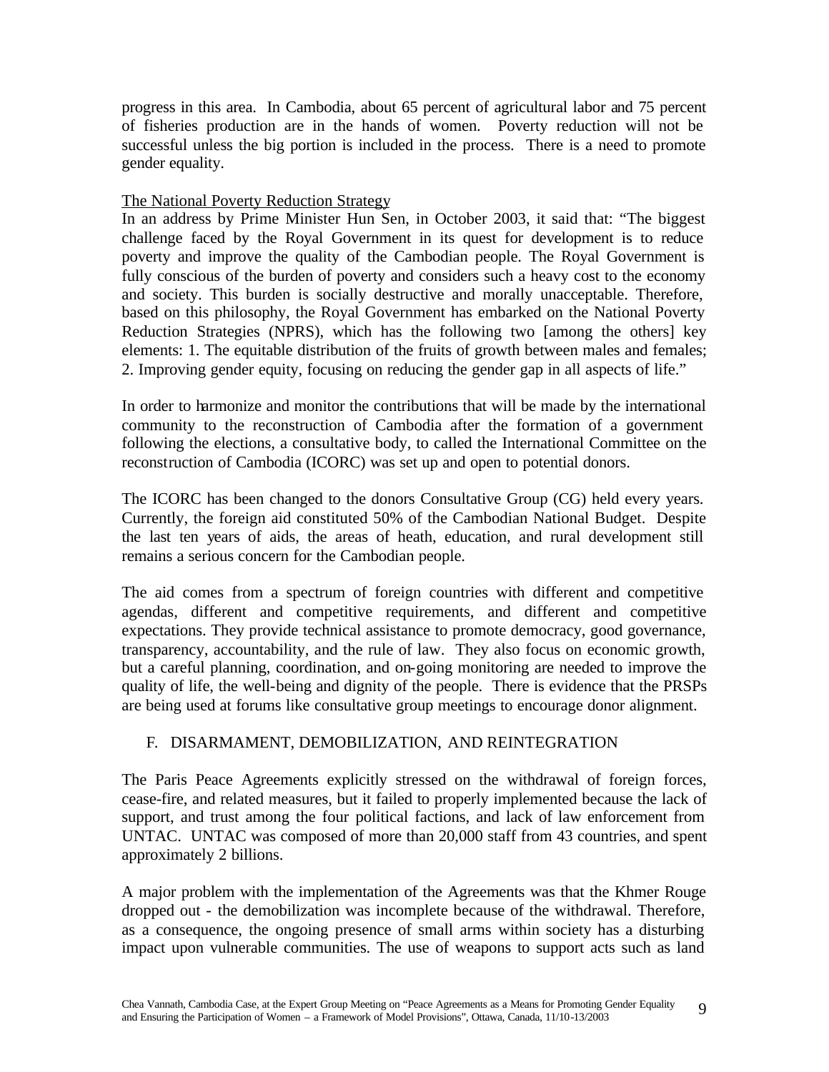progress in this area. In Cambodia, about 65 percent of agricultural labor and 75 percent of fisheries production are in the hands of women. Poverty reduction will not be successful unless the big portion is included in the process. There is a need to promote gender equality.

The National Poverty Reduction Strategy

In an address by Prime Minister Hun Sen, in October 2003, it said that: "The biggest challenge faced by the Royal Government in its quest for development is to reduce poverty and improve the quality of the Cambodian people. The Royal Government is fully conscious of the burden of poverty and considers such a heavy cost to the economy and society. This burden is socially destructive and morally unacceptable. Therefore, based on this philosophy, the Royal Government has embarked on the National Poverty Reduction Strategies (NPRS), which has the following two [among the others] key elements: 1. The equitable distribution of the fruits of growth between males and females; 2. Improving gender equity, focusing on reducing the gender gap in all aspects of life."

In order to harmonize and monitor the contributions that will be made by the international community to the reconstruction of Cambodia after the formation of a government following the elections, a consultative body, to called the International Committee on the reconstruction of Cambodia (ICORC) was set up and open to potential donors.

The ICORC has been changed to the donors Consultative Group (CG) held every years. Currently, the foreign aid constituted 50% of the Cambodian National Budget. Despite the last ten years of aids, the areas of heath, education, and rural development still remains a serious concern for the Cambodian people.

The aid comes from a spectrum of foreign countries with different and competitive agendas, different and competitive requirements, and different and competitive expectations. They provide technical assistance to promote democracy, good governance, transparency, accountability, and the rule of law. They also focus on economic growth, but a careful planning, coordination, and on-going monitoring are needed to improve the quality of life, the well-being and dignity of the people. There is evidence that the PRSPs are being used at forums like consultative group meetings to encourage donor alignment.

## F. DISARMAMENT, DEMOBILIZATION, AND REINTEGRATION

The Paris Peace Agreements explicitly stressed on the withdrawal of foreign forces, cease-fire, and related measures, but it failed to properly implemented because the lack of support, and trust among the four political factions, and lack of law enforcement from UNTAC. UNTAC was composed of more than 20,000 staff from 43 countries, and spent approximately 2 billions.

A major problem with the implementation of the Agreements was that the Khmer Rouge dropped out - the demobilization was incomplete because of the withdrawal. Therefore, as a consequence, the ongoing presence of small arms within society has a disturbing impact upon vulnerable communities. The use of weapons to support acts such as land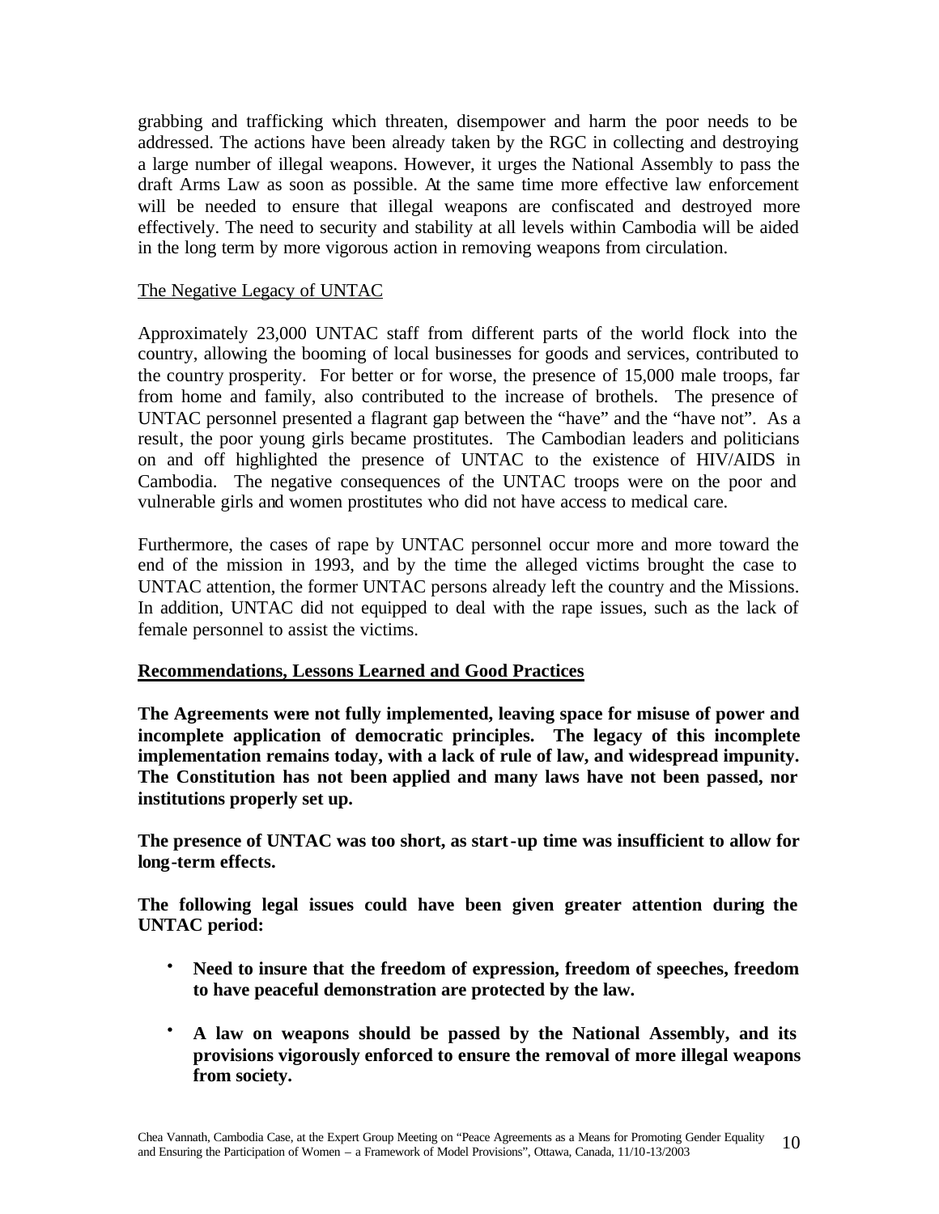grabbing and trafficking which threaten, disempower and harm the poor needs to be addressed. The actions have been already taken by the RGC in collecting and destroying a large number of illegal weapons. However, it urges the National Assembly to pass the draft Arms Law as soon as possible. At the same time more effective law enforcement will be needed to ensure that illegal weapons are confiscated and destroyed more effectively. The need to security and stability at all levels within Cambodia will be aided in the long term by more vigorous action in removing weapons from circulation.

<u>The Negative Legacy of UNTAC</u>

Approximately 23,000 UNTAC staff from different parts of the world flock into the country, allowing the booming of local businesses for goods and services, contributed to the country prosperity. For better or for worse, the presence of 15,000 male troops, far from home and family, also contributed to the increase of brothels. The presence of UNTAC personnel presented a flagrant gap between the "have" and the "have not". As a result, the poor young girls became prostitutes. The Cambodian leaders and politicians on and off highlighted the presence of UNTAC to the existence of HIV/AIDS in Cambodia. The negative consequences of the UNTAC troops were on the poor and vulnerable girls and women prostitutes who did not have access to medical care.

Furthermore, the cases of rape by UNTAC personnel occur more and more toward the end of the mission in 1993, and by the time the alleged victims brought the case to UNTAC attention, the former UNTAC persons already left the country and the Missions. In addition, UNTAC did not equipped to deal with the rape issues, such as the lack of female personnel to assist the victims.

## Recommendations, Lessons Learned and Good Practices

**The Agreements were not fully implemented, leaving space for misuse of power and incomplete application of democratic principles. The legacy of this incomplete implementation remains today, with a lack of rule of law, and widespread impunity. The Constitution has not been applied and many laws have not been passed, nor institutions properly set up.**

**The presence of UNTAC was too short, as start-up time was insufficient to allow for long-term effects.**

**The following legal issues could have been given greater attention during the UNTAC period:**

- **Need to insure that the freedom of expression, freedom of speeches, freedom to have peaceful demonstration are protected by the law.**
- **A law on weapons should be passed by the National Assembly, and its provisions vigorously enforced to ensure the removal of more illegal weapons from society.**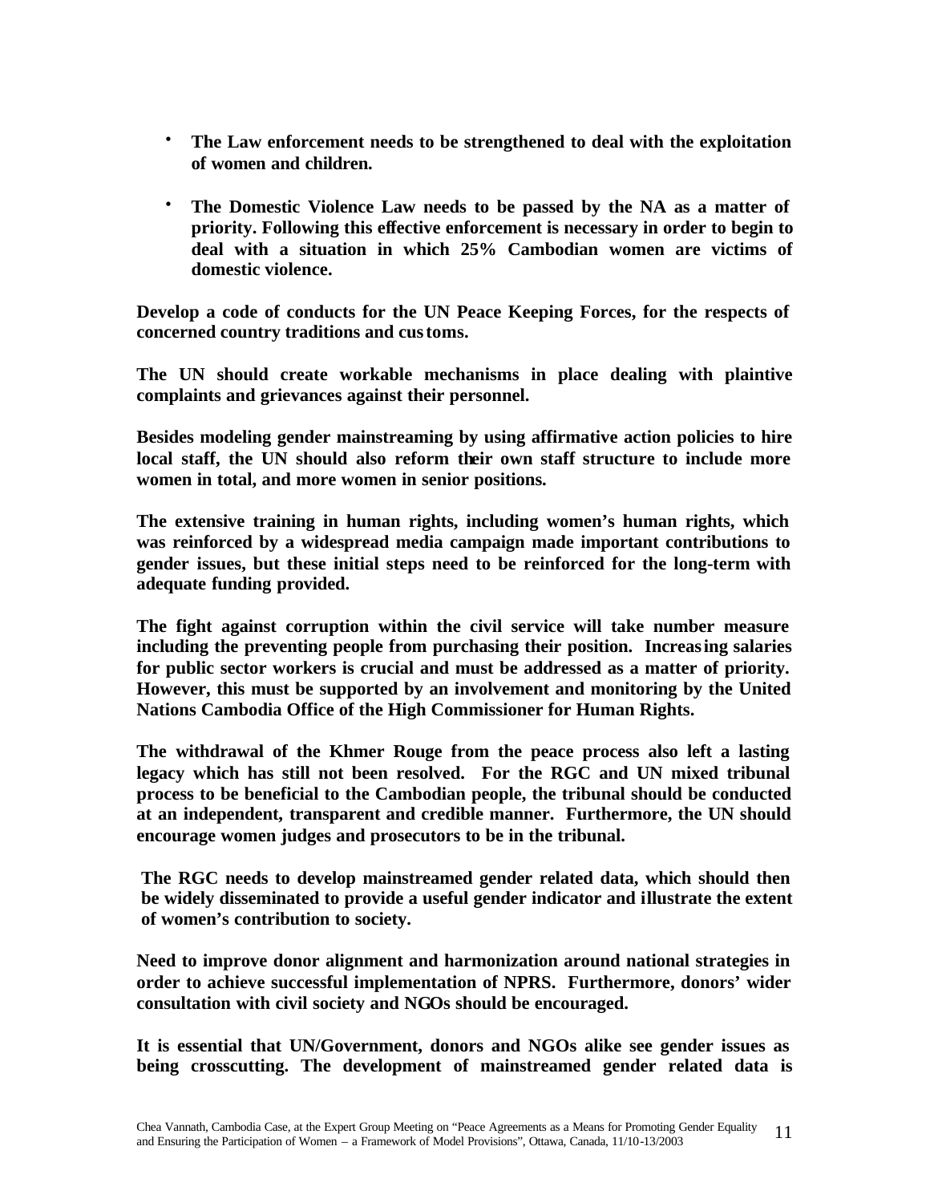- **The Law enforcement needs to be strengthened to deal with the exploitation of women and children.**

- **The Domestic Violence Law needs to be passed by the NA as a matter of priority. Following this effective enforcement is necessary in order to begin to deal with a situation in which 25% Cambodian women are victims of domestic violence.**

**Develop a code of conducts for the UN Peace Keeping Forces, for the respects of concerned country traditions and customs.**

**The UN should create workable mechanisms in place dealing with plaintive complaints and grievances against their personnel.**

**Besides modeling gender mainstreaming by using affirmative action policies to hire local staff, the UN should also reform their own staff structure to include more women in total, and more women in senior positions.**

**The extensive training in human rights, including women's human rights, which was reinforced by a widespread media campaign made important contributions to gender issues, but these initial steps need to be reinforced for the long-term with adequate funding provided.**

**The fight against corruption within the civil service will take number measure including the preventing people from purchasing their position. Increasing salaries for public sector workers is crucial and must be addressed as a matter of priority. However, this must be supported by an involvement and monitoring by the United Nations Cambodia Office of the High Commissioner for Human Rights.**

**The withdrawal of the Khmer Rouge from the peace process also left a lasting legacy which has still not been resolved. For the RGC and UN mixed tribunal process to be beneficial to the Cambodian people, the tribunal should be conducted at an independent, transparent and credible manner. Furthermore, the UN should encourage women judges and prosecutors to be in the tribunal.**

**The RGC needs to develop mainstreamed gender related data, which should then be widely disseminated to provide a useful gender indicator and illustrate the extent of women's contribution to society.**

**Need to improve donor alignment and harmonization around national strategies in order to achieve successful implementation of NPRS. Furthermore, donors' wider consultation with civil society and NGOs should be encouraged.**

**It is essential that UN/Government, donors and NGOs alike see gender issues as being crosscutting. The development of mainstreamed gender related data is**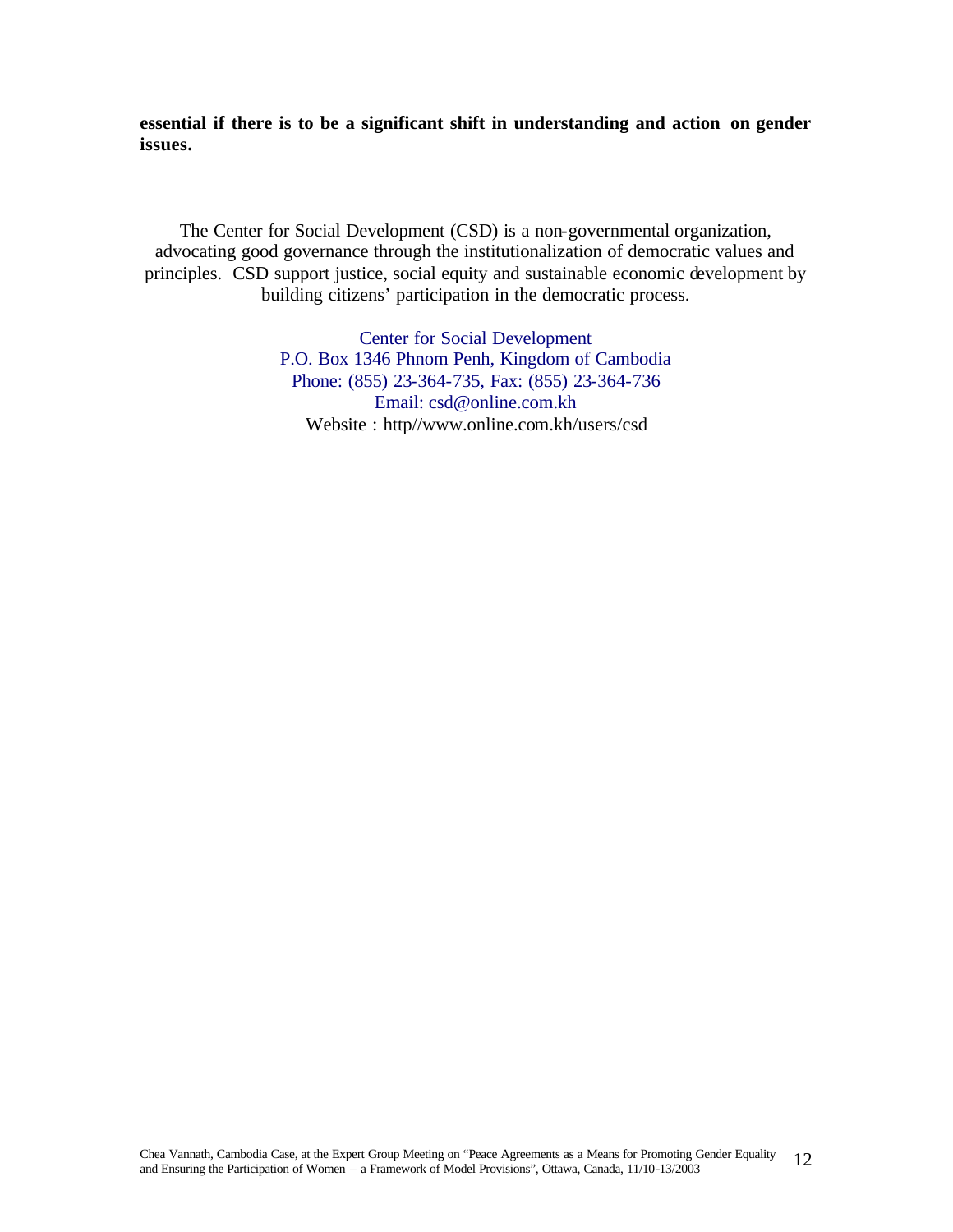**essential if there is to be a significant shift in understanding and action on gender issues.**

The Center for Social Development (CSD) is a non-governmental organization, advocating good governance through the institutionalization of democratic values and principles. CSD support justice, social equity and sustainable economic development by building citizens' participation in the democratic process.

Center for Social Development
P.O. Box 1346 Phnom Penh, Kingdom of Cambodia
Phone: (855) 23-364-735, Fax: (855) 23-364-736
Email: csd@online.com.kh
Website : http//www.online.com.kh/users/csd